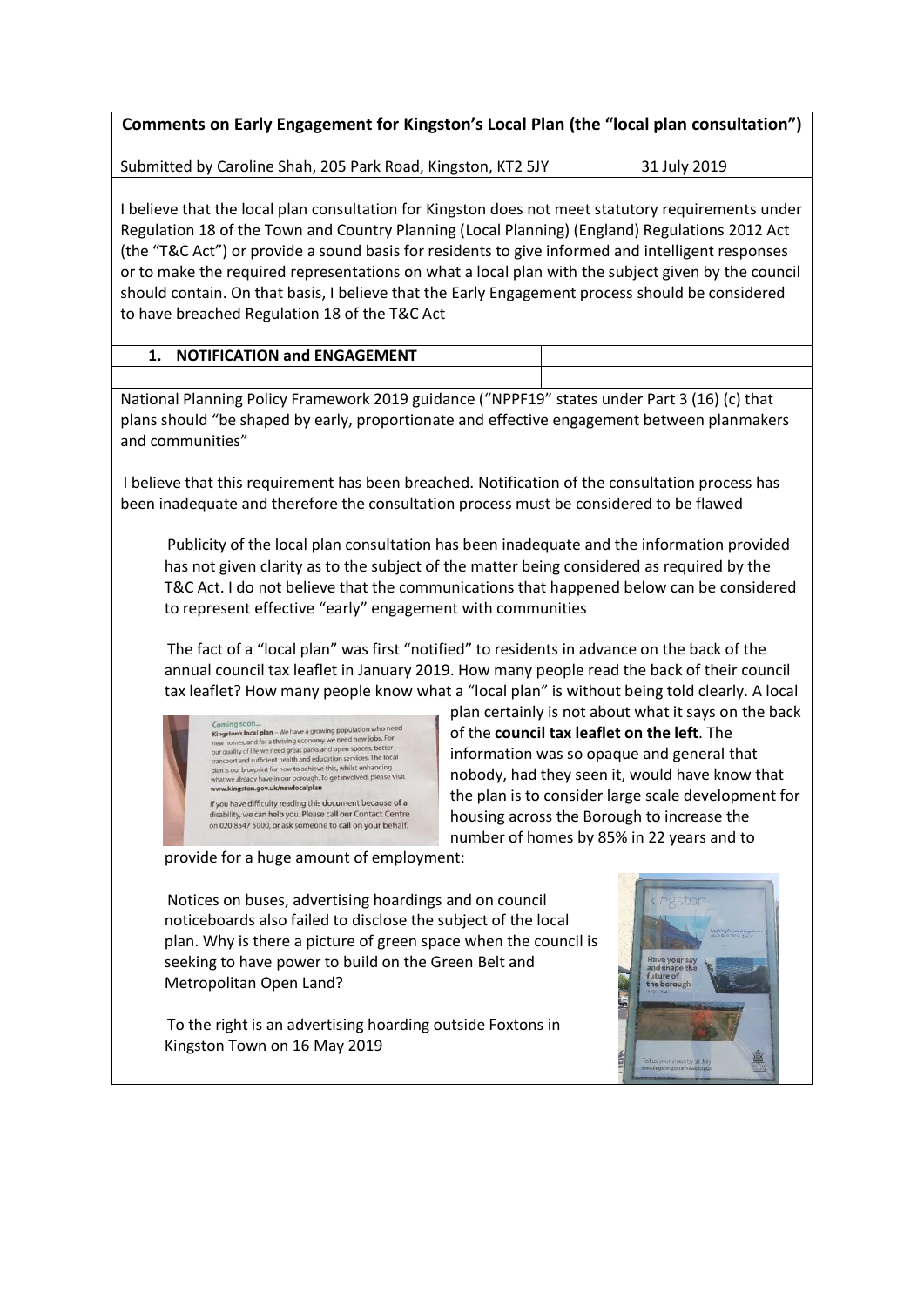**Comments on Early Engagement for Kingston's Local Plan (the "local plan consultation")**

Submitted by Caroline Shah, 205 Park Road, Kingston, KT2 5JY 31 July 2019

I believe that the local plan consultation for Kingston does not meet statutory requirements under Regulation 18 of the Town and Country Planning (Local Planning) (England) Regulations 2012 Act (the "T&C Act") or provide a sound basis for residents to give informed and intelligent responses or to make the required representations on what a local plan with the subject given by the council should contain. On that basis, I believe that the Early Engagement process should be considered to have breached Regulation 18 of the T&C Act

## 1. NOTIFICATION and ENGAGEMENT

National Planning Policy Framework 2019 guidance ("NPPF19") states under Part 3 (16) (c) that plans should "be shaped by early, proportionate and effective engagement between planmakers and communities"

I believe that this requirement has been breached. Notification of the consultation process has been inadequate and therefore the consultation process must be considered to be flawed

Publicity of the local plan consultation has been inadequate and the information provided has not given clarity as to the subject of the matter being considered as required by the T&C Act. I do not believe that the communications that happened below can be considered to represent effective "early" engagement with communities

The fact of a "local plan" was first "notified" to residents in advance on the back of the annual council tax leaflet in January 2019. How many people read the back of their council tax leaflet? How many people know what a "local plan" is without being told clearly. A local plan certainly is not about what it says on the back of the **council tax leaflet on the left**. The information was so opaque and general that nobody, had they seen it, would have know that the plan is to consider large scale development for housing across the Borough to increase the number of homes by 85% in 22 years and to provide for a huge amount of employment:

Coming soon...
**Kingston's local plan** – We have a growing population who need new homes, and for a thriving economy we need new jobs. For our quality of life we need great parks and open spaces, better transport and sufficient health and education services. The local plan is our blueprint for how to achieve this, whilst enhancing what we already have in our borough. To get involved, please visit **www.kingston.gov.uk/newlocalplan**

If you have difficulty reading this document because of a disability, we can help you. Please call our Contact Centre on 020 8547 5000, or ask someone to call on your behalf.

Notices on buses, advertising hoardings and on council noticeboards also failed to disclose the subject of the local plan. Why is there a picture of green space when the council is seeking to have power to build on the Green Belt and Metropolitan Open Land?

To the right is an advertising hoarding outside Foxtons in Kingston Town on 16 May 2019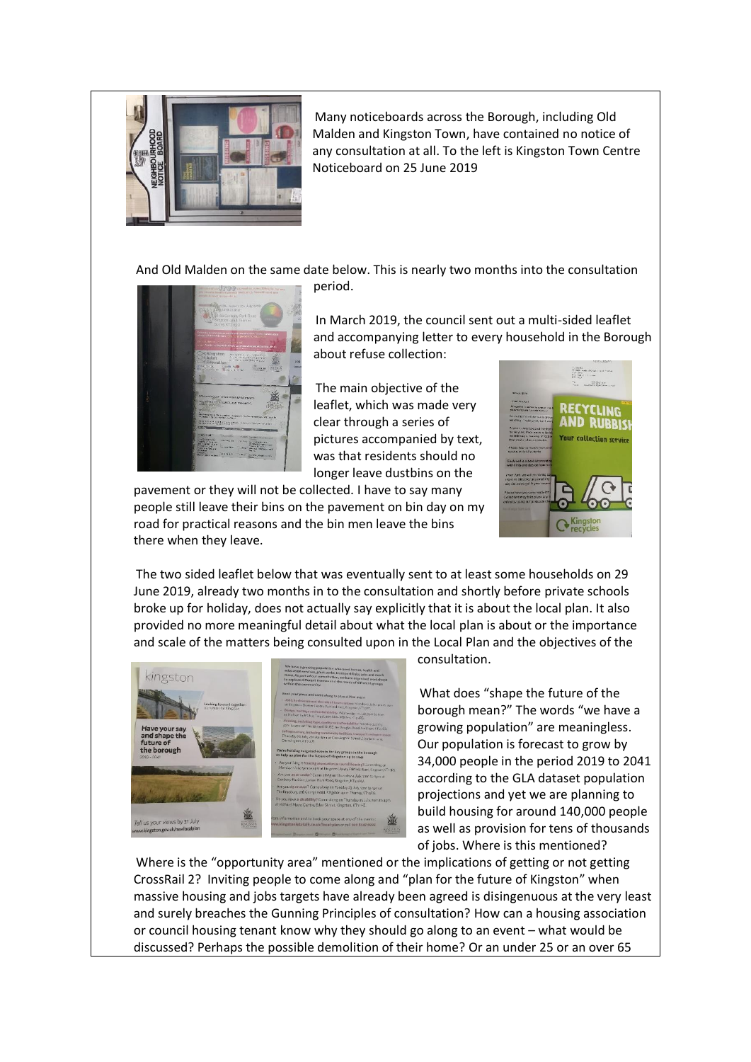Many noticeboards across the Borough, including Old Malden and Kingston Town, have contained no notice of any consultation at all. To the left is Kingston Town Centre Noticeboard on 25 June 2019

And Old Malden on the same date below. This is nearly two months into the consultation period.

In March 2019, the council sent out a multi-sided leaflet and accompanying letter to every household in the Borough about refuse collection:

The main objective of the leaflet, which was made very clear through a series of pictures accompanied by text, was that residents should no longer leave dustbins on the pavement or they will not be collected. I have to say many people still leave their bins on the pavement on bin day on my road for practical reasons and the bin men leave the bins there when they leave.

The two sided leaflet below that was eventually sent to at least some households on 29 June 2019, already two months in to the consultation and shortly before private schools broke up for holiday, does not actually say explicitly that it is about the local plan. It also provided no more meaningful detail about what the local plan is about or the importance and scale of the matters being consulted upon in the Local Plan and the objectives of the consultation.

What does "shape the future of the borough mean?" The words "we have a growing population" are meaningless. Our population is forecast to grow by 34,000 people in the period 2019 to 2041 according to the GLA dataset population projections and yet we are planning to build housing for around 140,000 people as well as provision for tens of thousands of jobs. Where is this mentioned?

Where is the "opportunity area" mentioned or the implications of getting or not getting CrossRail 2? Inviting people to come along and "plan for the future of Kingston" when massive housing and jobs targets have already been agreed is disingenuous at the very least and surely breaches the Gunning Principles of consultation? How can a housing association or council housing tenant know why they should go along to an event – what would be discussed? Perhaps the possible demolition of their home? Or an under 25 or an over 65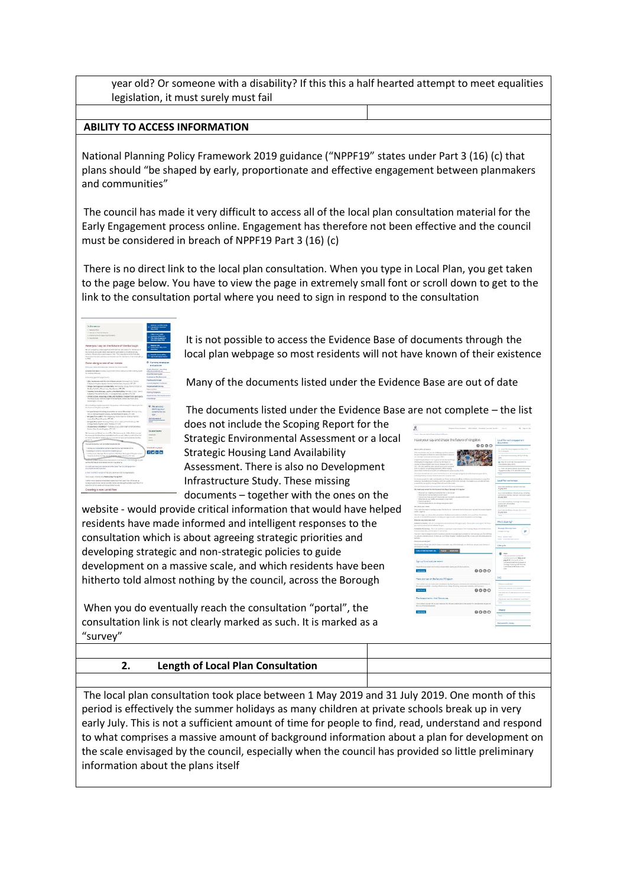year old? Or someone with a disability? If this this a half hearted attempt to meet equalities legislation, it must surely must fail

**ABILITY TO ACCESS INFORMATION**

National Planning Policy Framework 2019 guidance ("NPPF19" states under Part 3 (16) (c) that plans should "be shaped by early, proportionate and effective engagement between planmakers and communities"

The council has made it very difficult to access all of the local plan consultation material for the Early Engagement process online. Engagement has therefore not been effective and the council must be considered in breach of NPPF19 Part 3 (16) (c)

There is no direct link to the local plan consultation. When you type in Local Plan, you get taken to the page below. You have to view the page in extremely small font or scroll down to get to the link to the consultation portal where you need to sign in respond to the consultation

It is not possible to access the Evidence Base of documents through the local plan webpage so most residents will not have known of their existence

Many of the documents listed under the Evidence Base are out of date

The documents listed under the Evidence Base are not complete – the list does not include the Scoping Report for the Strategic Environmental Assessment or a local Strategic Housing Land Availability Assessment. There is also no Development Infrastructure Study. These missing documents – together with the ones on the website - would provide critical information that would have helped residents have made informed and intelligent responses to the consultation which is about agreeing strategic priorities and developing strategic and non-strategic policies to guide development on a massive scale, and which residents have been hitherto told almost nothing by the council, across the Borough

When you do eventually reach the consultation "portal", the consultation link is not clearly marked as such. It is marked as a "survey"

**2. Length of Local Plan Consultation**

The local plan consultation took place between 1 May 2019 and 31 July 2019. One month of this period is effectively the summer holidays as many children at private schools break up in very early July. This is not a sufficient amount of time for people to find, read, understand and respond to what comprises a massive amount of background information about a plan for development on the scale envisaged by the council, especially when the council has provided so little preliminary information about the plans itself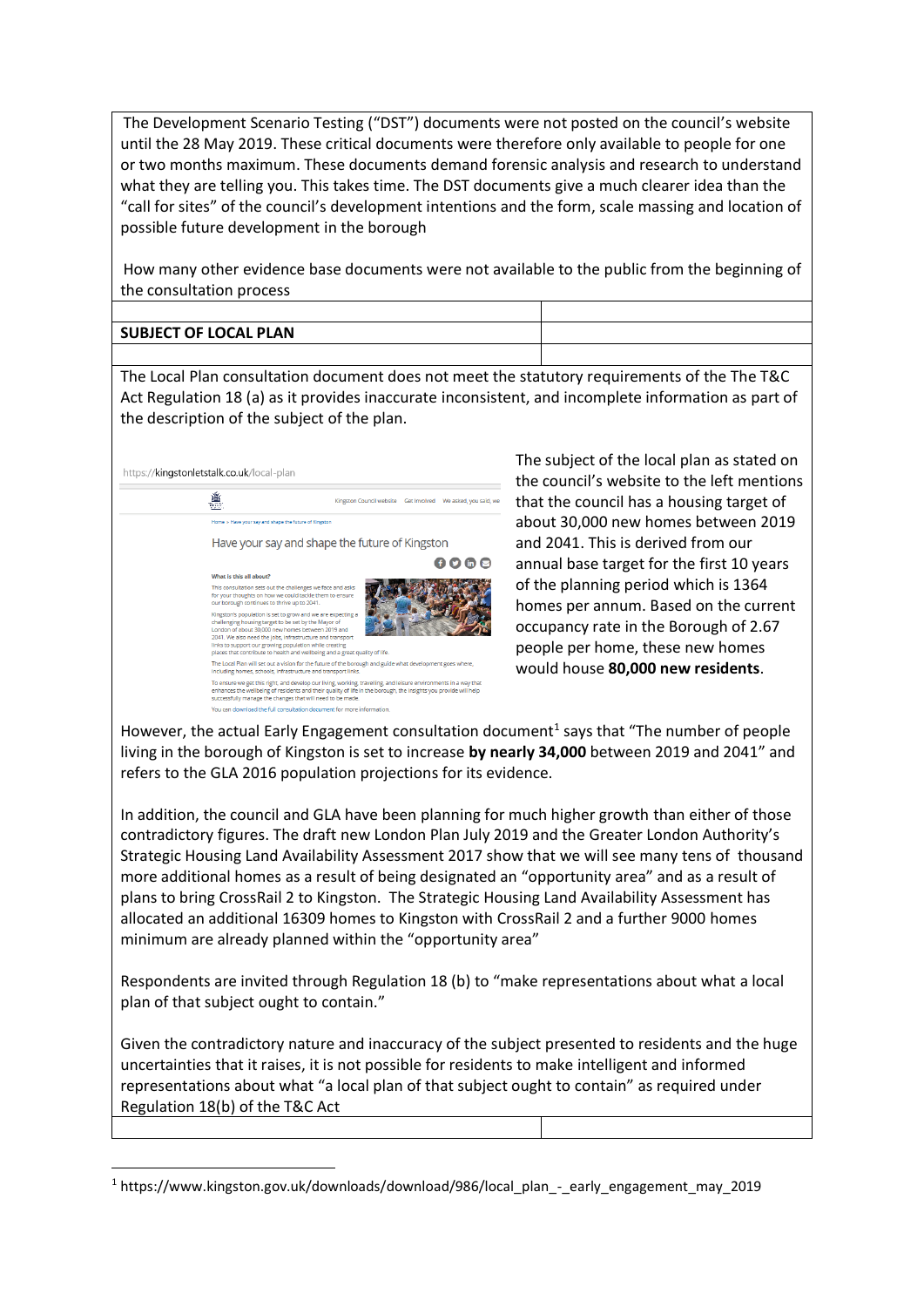The Development Scenario Testing ("DST") documents were not posted on the council's website until the 28 May 2019. These critical documents were therefore only available to people for one or two months maximum. These documents demand forensic analysis and research to understand what they are telling you. This takes time. The DST documents give a much clearer idea than the "call for sites" of the council's development intentions and the form, scale massing and location of possible future development in the borough

How many other evidence base documents were not available to the public from the beginning of the consultation process

**SUBJECT OF LOCAL PLAN**

The Local Plan consultation document does not meet the statutory requirements of the The T&C Act Regulation 18 (a) as it provides inaccurate inconsistent, and incomplete information as part of the description of the subject of the plan.

https://kingstonletstalk.co.uk/local-plan

Have your say and shape the future of Kingston

**What is this all about?**

This consultation sets out the challenges we face and asks for your thoughts on how we could tackle them to ensure our borough continues to thrive up to 2041.

Kingston's population is set to grow and we are expecting a challenging housing target to be set by the Mayor of London of about 30,000 new homes between 2019 and 2041. We also need the jobs, infrastructure and transport links to support our growing population while creating places that contribute to health and wellbeing and a great quality of life.

The Local Plan will set out a vision for the future of the borough and guide what development goes where, including homes, schools, infrastructure and transport links.

To ensure we get this right, and develop our living, working, travelling, and leisure environments in a way that enhances the wellbeing of residents and their quality of life in the borough, the insights you provide will help successfully manage the changes that will need to be made.

You can download the full consultation document for more information.

The subject of the local plan as stated on the council's website to the left mentions that the council has a housing target of about 30,000 new homes between 2019 and 2041. This is derived from our annual base target for the first 10 years of the planning period which is 1364 homes per annum. Based on the current occupancy rate in the Borough of 2.67 people per home, these new homes would house **80,000 new residents**.

However, the actual Early Engagement consultation document[1] says that "The number of people living in the borough of Kingston is set to increase **by nearly 34,000** between 2019 and 2041" and refers to the GLA 2016 population projections for its evidence.

In addition, the council and GLA have been planning for much higher growth than either of those contradictory figures. The draft new London Plan July 2019 and the Greater London Authority's Strategic Housing Land Availability Assessment 2017 show that we will see many tens of thousand more additional homes as a result of being designated an "opportunity area" and as a result of plans to bring CrossRail 2 to Kingston. The Strategic Housing Land Availability Assessment has allocated an additional 16309 homes to Kingston with CrossRail 2 and a further 9000 homes minimum are already planned within the "opportunity area"

Respondents are invited through Regulation 18 (b) to "make representations about what a local plan of that subject ought to contain."

Given the contradictory nature and inaccuracy of the subject presented to residents and the huge uncertainties that it raises, it is not possible for residents to make intelligent and informed representations about what "a local plan of that subject ought to contain" as required under Regulation 18(b) of the T&C Act

[1] https://www.kingston.gov.uk/downloads/download/986/local_plan_-_early_engagement_may_2019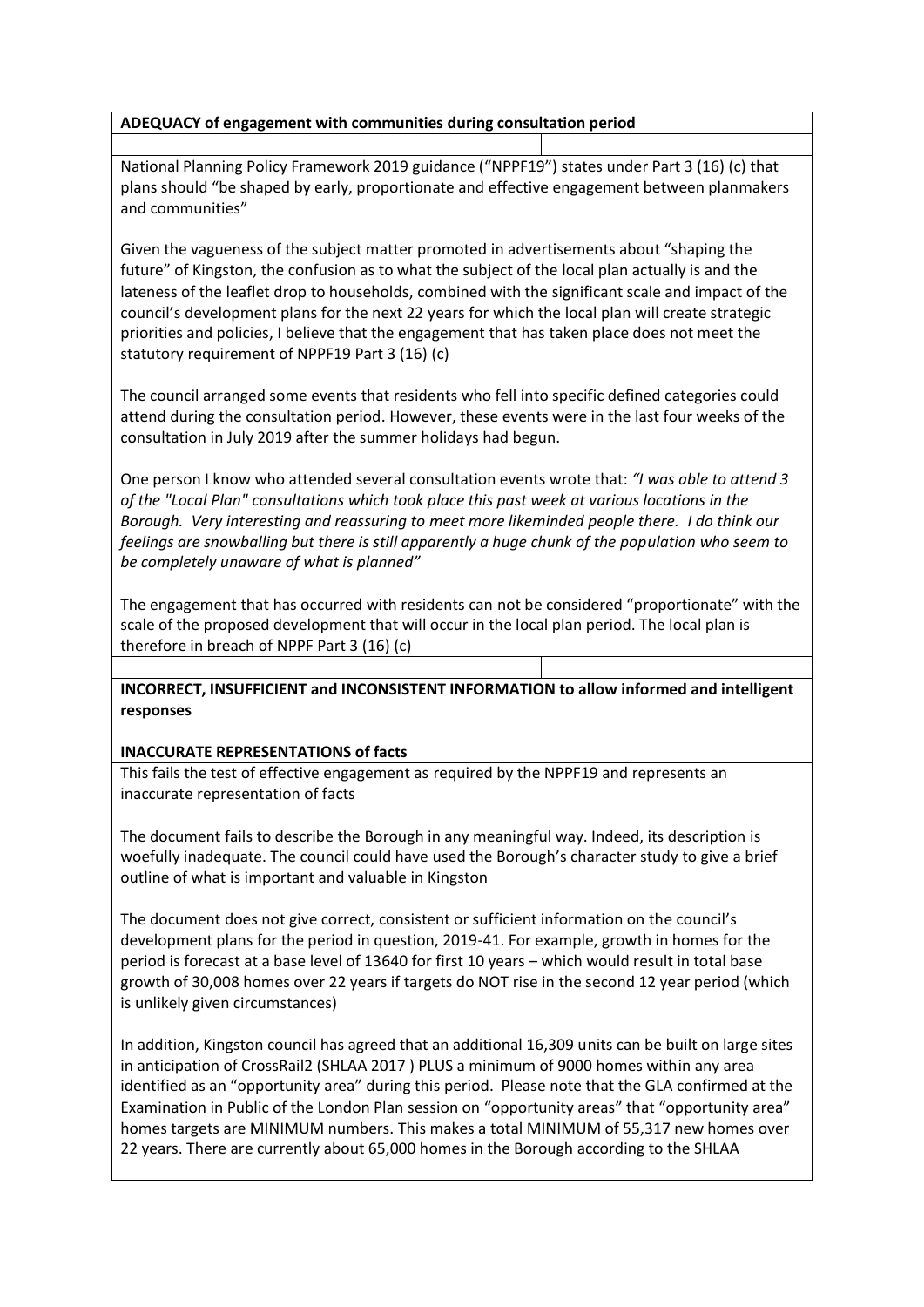**ADEQUACY of engagement with communities during consultation period**

National Planning Policy Framework 2019 guidance ("NPPF19") states under Part 3 (16) (c) that plans should "be shaped by early, proportionate and effective engagement between planmakers and communities"

Given the vagueness of the subject matter promoted in advertisements about "shaping the future" of Kingston, the confusion as to what the subject of the local plan actually is and the lateness of the leaflet drop to households, combined with the significant scale and impact of the council's development plans for the next 22 years for which the local plan will create strategic priorities and policies, I believe that the engagement that has taken place does not meet the statutory requirement of NPPF19 Part 3 (16) (c)

The council arranged some events that residents who fell into specific defined categories could attend during the consultation period. However, these events were in the last four weeks of the consultation in July 2019 after the summer holidays had begun.

One person I know who attended several consultation events wrote that: *"I was able to attend 3 of the "Local Plan" consultations which took place this past week at various locations in the Borough. Very interesting and reassuring to meet more likeminded people there. I do think our feelings are snowballing but there is still apparently a huge chunk of the population who seem to be completely unaware of what is planned"*

The engagement that has occurred with residents can not be considered "proportionate" with the scale of the proposed development that will occur in the local plan period. The local plan is therefore in breach of NPPF Part 3 (16) (c)

**INCORRECT, INSUFFICIENT and INCONSISTENT INFORMATION to allow informed and intelligent responses**

**INACCURATE REPRESENTATIONS of facts**

This fails the test of effective engagement as required by the NPPF19 and represents an inaccurate representation of facts

The document fails to describe the Borough in any meaningful way. Indeed, its description is woefully inadequate. The council could have used the Borough's character study to give a brief outline of what is important and valuable in Kingston

The document does not give correct, consistent or sufficient information on the council's development plans for the period in question, 2019-41. For example, growth in homes for the period is forecast at a base level of 13640 for first 10 years – which would result in total base growth of 30,008 homes over 22 years if targets do NOT rise in the second 12 year period (which is unlikely given circumstances)

In addition, Kingston council has agreed that an additional 16,309 units can be built on large sites in anticipation of CrossRail2 (SHLAA 2017 ) PLUS a minimum of 9000 homes within any area identified as an "opportunity area" during this period. Please note that the GLA confirmed at the Examination in Public of the London Plan session on "opportunity areas" that "opportunity area" homes targets are MINIMUM numbers. This makes a total MINIMUM of 55,317 new homes over 22 years. There are currently about 65,000 homes in the Borough according to the SHLAA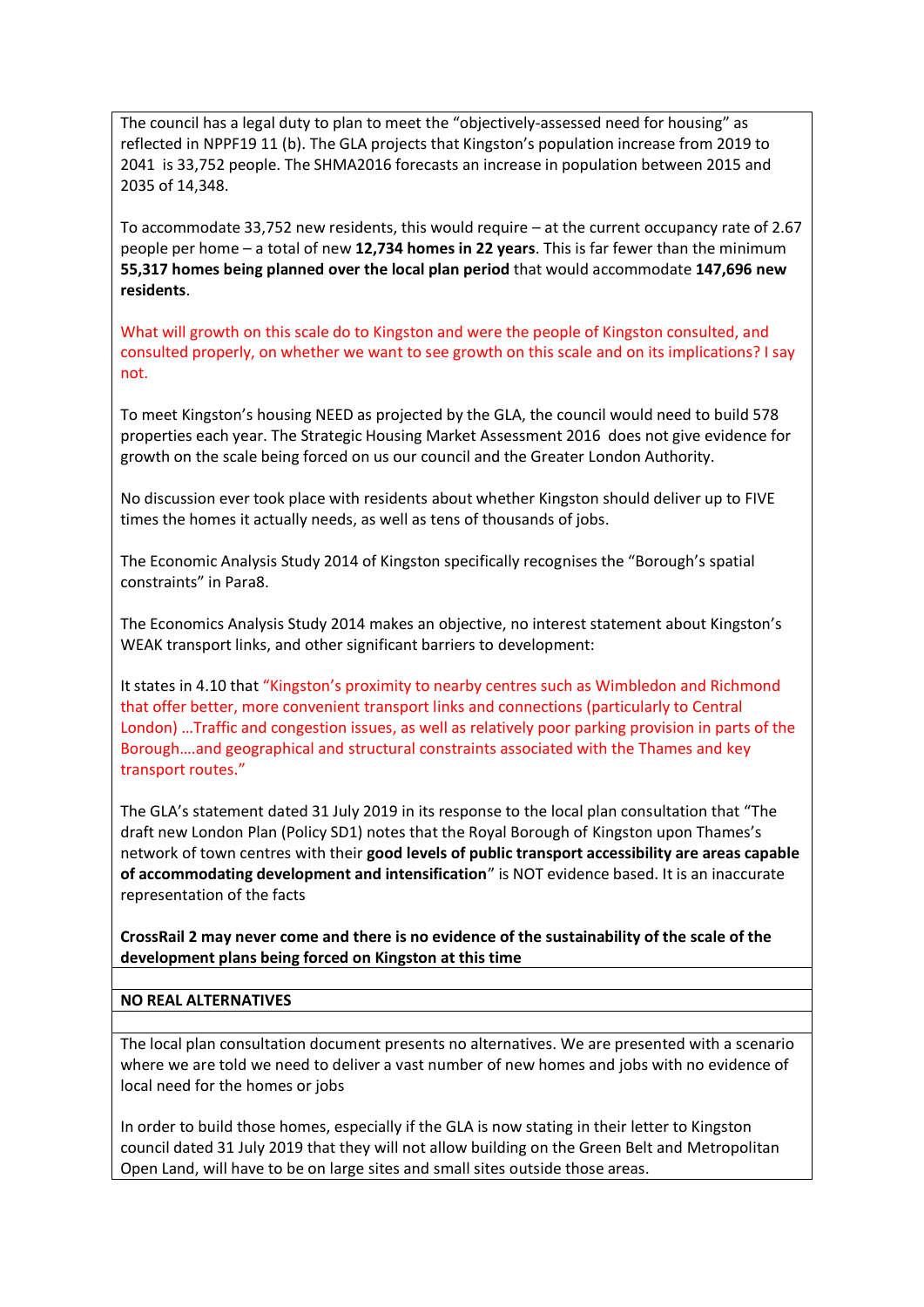The council has a legal duty to plan to meet the "objectively-assessed need for housing" as reflected in NPPF19 11 (b). The GLA projects that Kingston's population increase from 2019 to 2041 is 33,752 people. The SHMA2016 forecasts an increase in population between 2015 and 2035 of 14,348.

To accommodate 33,752 new residents, this would require – at the current occupancy rate of 2.67 people per home – a total of new **12,734 homes in 22 years**. This is far fewer than the minimum **55,317 homes being planned over the local plan period** that would accommodate **147,696 new residents**.

What will growth on this scale do to Kingston and were the people of Kingston consulted, and consulted properly, on whether we want to see growth on this scale and on its implications? I say not.

To meet Kingston's housing NEED as projected by the GLA, the council would need to build 578 properties each year. The Strategic Housing Market Assessment 2016 does not give evidence for growth on the scale being forced on us our council and the Greater London Authority.

No discussion ever took place with residents about whether Kingston should deliver up to FIVE times the homes it actually needs, as well as tens of thousands of jobs.

The Economic Analysis Study 2014 of Kingston specifically recognises the "Borough's spatial constraints" in Para8.

The Economics Analysis Study 2014 makes an objective, no interest statement about Kingston's WEAK transport links, and other significant barriers to development:

It states in 4.10 that "Kingston's proximity to nearby centres such as Wimbledon and Richmond that offer better, more convenient transport links and connections (particularly to Central London) …Traffic and congestion issues, as well as relatively poor parking provision in parts of the Borough….and geographical and structural constraints associated with the Thames and key transport routes."

The GLA's statement dated 31 July 2019 in its response to the local plan consultation that "The draft new London Plan (Policy SD1) notes that the Royal Borough of Kingston upon Thames's network of town centres with their **good levels of public transport accessibility are areas capable of accommodating development and intensification**" is NOT evidence based. It is an inaccurate representation of the facts

**CrossRail 2 may never come and there is no evidence of the sustainability of the scale of the development plans being forced on Kingston at this time**

**NO REAL ALTERNATIVES**

The local plan consultation document presents no alternatives. We are presented with a scenario where we are told we need to deliver a vast number of new homes and jobs with no evidence of local need for the homes or jobs

In order to build those homes, especially if the GLA is now stating in their letter to Kingston council dated 31 July 2019 that they will not allow building on the Green Belt and Metropolitan Open Land, will have to be on large sites and small sites outside those areas.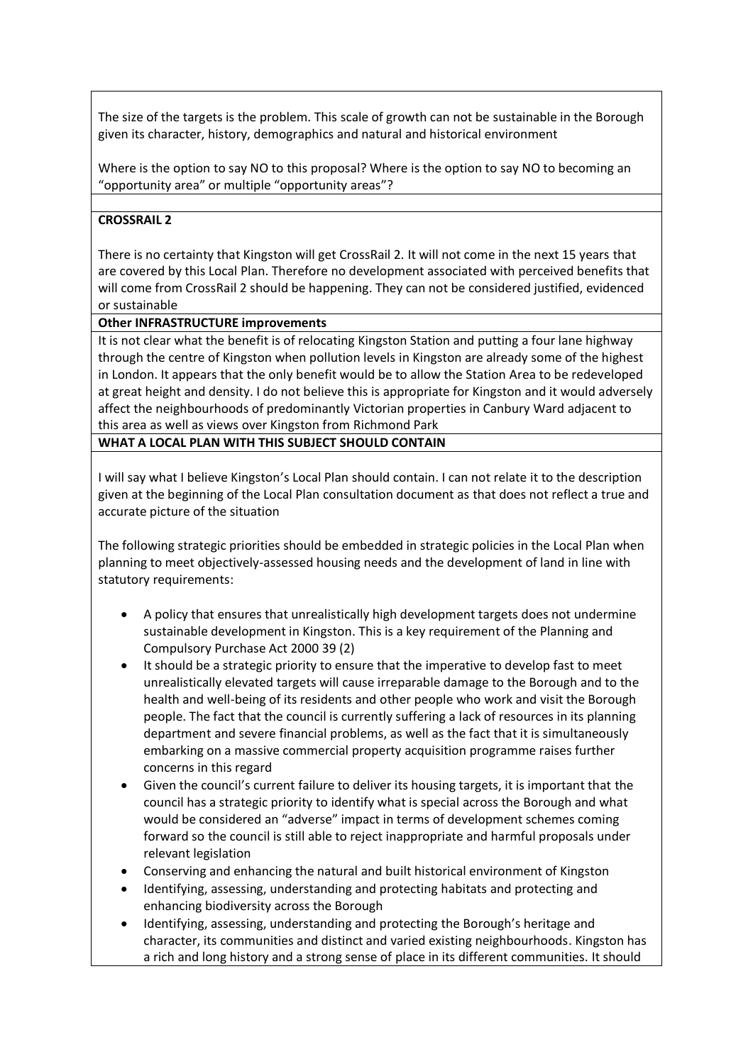The size of the targets is the problem. This scale of growth can not be sustainable in the Borough given its character, history, demographics and natural and historical environment

Where is the option to say NO to this proposal? Where is the option to say NO to becoming an "opportunity area" or multiple "opportunity areas"?

**CROSSRAIL 2**

There is no certainty that Kingston will get CrossRail 2. It will not come in the next 15 years that are covered by this Local Plan. Therefore no development associated with perceived benefits that will come from CrossRail 2 should be happening. They can not be considered justified, evidenced or sustainable

**Other INFRASTRUCTURE improvements**

It is not clear what the benefit is of relocating Kingston Station and putting a four lane highway through the centre of Kingston when pollution levels in Kingston are already some of the highest in London. It appears that the only benefit would be to allow the Station Area to be redeveloped at great height and density. I do not believe this is appropriate for Kingston and it would adversely affect the neighbourhoods of predominantly Victorian properties in Canbury Ward adjacent to this area as well as views over Kingston from Richmond Park

**WHAT A LOCAL PLAN WITH THIS SUBJECT SHOULD CONTAIN**

I will say what I believe Kingston's Local Plan should contain. I can not relate it to the description given at the beginning of the Local Plan consultation document as that does not reflect a true and accurate picture of the situation

The following strategic priorities should be embedded in strategic policies in the Local Plan when planning to meet objectively-assessed housing needs and the development of land in line with statutory requirements:

- A policy that ensures that unrealistically high development targets does not undermine sustainable development in Kingston. This is a key requirement of the Planning and Compulsory Purchase Act 2000 39 (2)
- It should be a strategic priority to ensure that the imperative to develop fast to meet unrealistically elevated targets will cause irreparable damage to the Borough and to the health and well-being of its residents and other people who work and visit the Borough people. The fact that the council is currently suffering a lack of resources in its planning department and severe financial problems, as well as the fact that it is simultaneously embarking on a massive commercial property acquisition programme raises further concerns in this regard
- Given the council's current failure to deliver its housing targets, it is important that the council has a strategic priority to identify what is special across the Borough and what would be considered an "adverse" impact in terms of development schemes coming forward so the council is still able to reject inappropriate and harmful proposals under relevant legislation
- Conserving and enhancing the natural and built historical environment of Kingston
- Identifying, assessing, understanding and protecting habitats and protecting and enhancing biodiversity across the Borough
- Identifying, assessing, understanding and protecting the Borough's heritage and character, its communities and distinct and varied existing neighbourhoods. Kingston has a rich and long history and a strong sense of place in its different communities. It should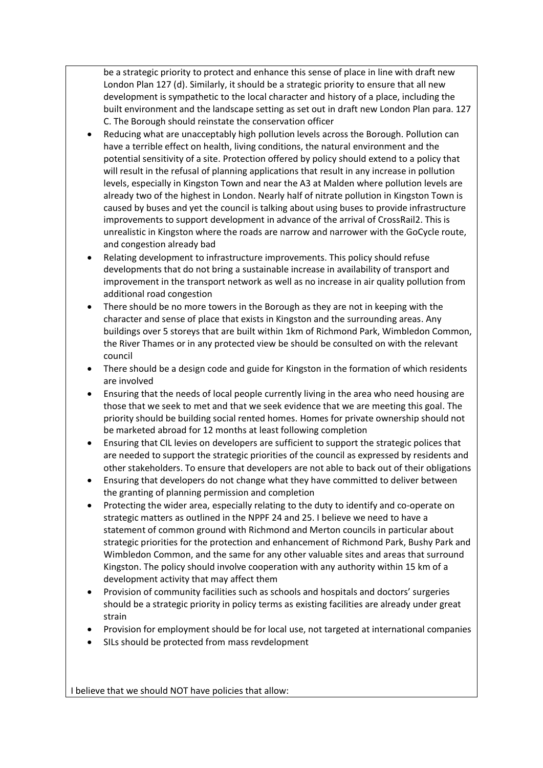be a strategic priority to protect and enhance this sense of place in line with draft new London Plan 127 (d). Similarly, it should be a strategic priority to ensure that all new development is sympathetic to the local character and history of a place, including the built environment and the landscape setting as set out in draft new London Plan para. 127 C. The Borough should reinstate the conservation officer

- Reducing what are unacceptably high pollution levels across the Borough. Pollution can have a terrible effect on health, living conditions, the natural environment and the potential sensitivity of a site. Protection offered by policy should extend to a policy that will result in the refusal of planning applications that result in any increase in pollution levels, especially in Kingston Town and near the A3 at Malden where pollution levels are already two of the highest in London. Nearly half of nitrate pollution in Kingston Town is caused by buses and yet the council is talking about using buses to provide infrastructure improvements to support development in advance of the arrival of CrossRail2. This is unrealistic in Kingston where the roads are narrow and narrower with the GoCycle route, and congestion already bad
- Relating development to infrastructure improvements. This policy should refuse developments that do not bring a sustainable increase in availability of transport and improvement in the transport network as well as no increase in air quality pollution from additional road congestion
- There should be no more towers in the Borough as they are not in keeping with the character and sense of place that exists in Kingston and the surrounding areas. Any buildings over 5 storeys that are built within 1km of Richmond Park, Wimbledon Common, the River Thames or in any protected view be should be consulted on with the relevant council
- There should be a design code and guide for Kingston in the formation of which residents are involved
- Ensuring that the needs of local people currently living in the area who need housing are those that we seek to met and that we seek evidence that we are meeting this goal. The priority should be building social rented homes. Homes for private ownership should not be marketed abroad for 12 months at least following completion
- Ensuring that CIL levies on developers are sufficient to support the strategic polices that are needed to support the strategic priorities of the council as expressed by residents and other stakeholders. To ensure that developers are not able to back out of their obligations
- Ensuring that developers do not change what they have committed to deliver between the granting of planning permission and completion
- Protecting the wider area, especially relating to the duty to identify and co-operate on strategic matters as outlined in the NPPF 24 and 25. I believe we need to have a statement of common ground with Richmond and Merton councils in particular about strategic priorities for the protection and enhancement of Richmond Park, Bushy Park and Wimbledon Common, and the same for any other valuable sites and areas that surround Kingston. The policy should involve cooperation with any authority within 15 km of a development activity that may affect them
- Provision of community facilities such as schools and hospitals and doctors' surgeries should be a strategic priority in policy terms as existing facilities are already under great strain
- Provision for employment should be for local use, not targeted at international companies
- SILs should be protected from mass revdelopment

I believe that we should NOT have policies that allow: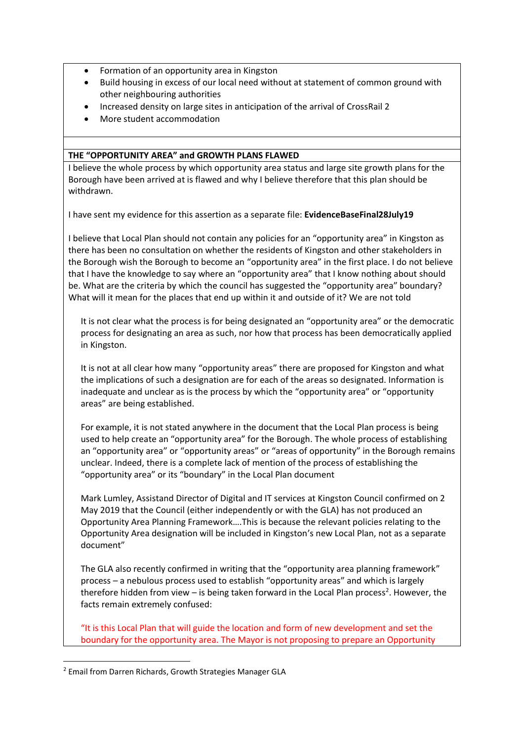- Formation of an opportunity area in Kingston
- Build housing in excess of our local need without at statement of common ground with other neighbouring authorities
- Increased density on large sites in anticipation of the arrival of CrossRail 2
- More student accommodation

**THE "OPPORTUNITY AREA" and GROWTH PLANS FLAWED**

I believe the whole process by which opportunity area status and large site growth plans for the Borough have been arrived at is flawed and why I believe therefore that this plan should be withdrawn.

I have sent my evidence for this assertion as a separate file: **EvidenceBaseFinal28July19**

I believe that Local Plan should not contain any policies for an "opportunity area" in Kingston as there has been no consultation on whether the residents of Kingston and other stakeholders in the Borough wish the Borough to become an "opportunity area" in the first place. I do not believe that I have the knowledge to say where an "opportunity area" that I know nothing about should be. What are the criteria by which the council has suggested the "opportunity area" boundary? What will it mean for the places that end up within it and outside of it? We are not told

It is not clear what the process is for being designated an "opportunity area" or the democratic process for designating an area as such, nor how that process has been democratically applied in Kingston.

It is not at all clear how many "opportunity areas" there are proposed for Kingston and what the implications of such a designation are for each of the areas so designated. Information is inadequate and unclear as is the process by which the "opportunity area" or "opportunity areas" are being established.

For example, it is not stated anywhere in the document that the Local Plan process is being used to help create an "opportunity area" for the Borough. The whole process of establishing an "opportunity area" or "opportunity areas" or "areas of opportunity" in the Borough remains unclear. Indeed, there is a complete lack of mention of the process of establishing the "opportunity area" or its "boundary" in the Local Plan document

Mark Lumley, Assistant Director of Digital and IT services at Kingston Council confirmed on 2 May 2019 that the Council (either independently or with the GLA) has not produced an Opportunity Area Planning Framework….This is because the relevant policies relating to the Opportunity Area designation will be included in Kingston's new Local Plan, not as a separate document"

The GLA also recently confirmed in writing that the "opportunity area planning framework" process – a nebulous process used to establish "opportunity areas" and which is largely therefore hidden from view – is being taken forward in the Local Plan process[2]. However, the facts remain extremely confused:

"It is this Local Plan that will guide the location and form of new development and set the boundary for the opportunity area. The Mayor is not proposing to prepare an Opportunity

[2] Email from Darren Richards, Growth Strategies Manager GLA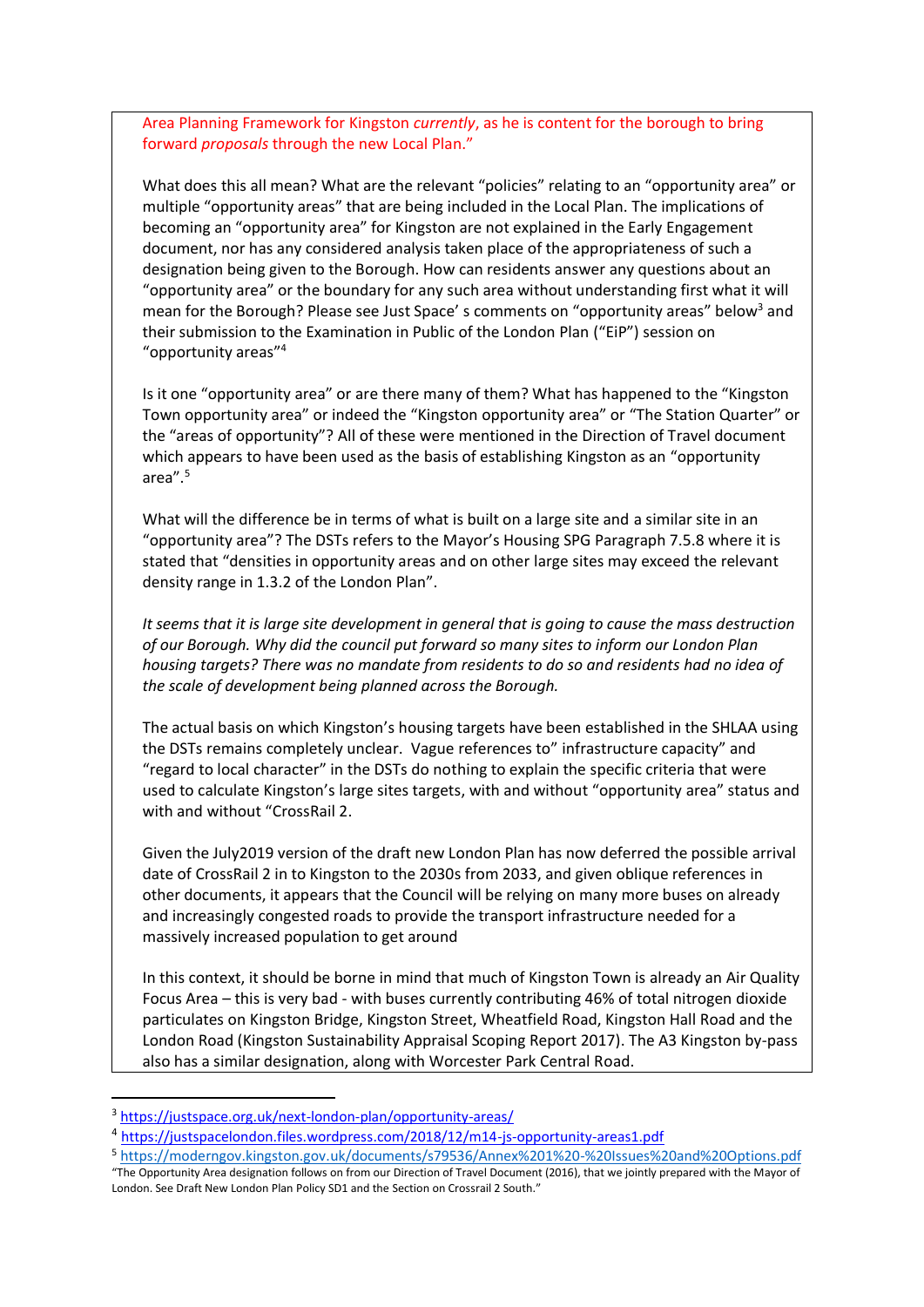Area Planning Framework for Kingston *currently*, as he is content for the borough to bring forward *proposals* through the new Local Plan."

What does this all mean? What are the relevant "policies" relating to an "opportunity area" or multiple "opportunity areas" that are being included in the Local Plan. The implications of becoming an "opportunity area" for Kingston are not explained in the Early Engagement document, nor has any considered analysis taken place of the appropriateness of such a designation being given to the Borough. How can residents answer any questions about an "opportunity area" or the boundary for any such area without understanding first what it will mean for the Borough? Please see Just Space' s comments on "opportunity areas" below[3] and their submission to the Examination in Public of the London Plan ("EiP") session on "opportunity areas"[4]

Is it one "opportunity area" or are there many of them? What has happened to the "Kingston Town opportunity area" or indeed the "Kingston opportunity area" or "The Station Quarter" or the "areas of opportunity"? All of these were mentioned in the Direction of Travel document which appears to have been used as the basis of establishing Kingston as an "opportunity area".[5]

What will the difference be in terms of what is built on a large site and a similar site in an "opportunity area"? The DSTs refers to the Mayor's Housing SPG Paragraph 7.5.8 where it is stated that "densities in opportunity areas and on other large sites may exceed the relevant density range in 1.3.2 of the London Plan".

*It seems that it is large site development in general that is going to cause the mass destruction of our Borough. Why did the council put forward so many sites to inform our London Plan housing targets? There was no mandate from residents to do so and residents had no idea of the scale of development being planned across the Borough.*

The actual basis on which Kingston's housing targets have been established in the SHLAA using the DSTs remains completely unclear. Vague references to" infrastructure capacity" and "regard to local character" in the DSTs do nothing to explain the specific criteria that were used to calculate Kingston's large sites targets, with and without "opportunity area" status and with and without "CrossRail 2.

Given the July2019 version of the draft new London Plan has now deferred the possible arrival date of CrossRail 2 in to Kingston to the 2030s from 2033, and given oblique references in other documents, it appears that the Council will be relying on many more buses on already and increasingly congested roads to provide the transport infrastructure needed for a massively increased population to get around

In this context, it should be borne in mind that much of Kingston Town is already an Air Quality Focus Area – this is very bad - with buses currently contributing 46% of total nitrogen dioxide particulates on Kingston Bridge, Kingston Street, Wheatfield Road, Kingston Hall Road and the London Road (Kingston Sustainability Appraisal Scoping Report 2017). The A3 Kingston by-pass also has a similar designation, along with Worcester Park Central Road.

---

[3] https://justspace.org.uk/next-london-plan/opportunity-areas/

[4] https://justspacelondon.files.wordpress.com/2018/12/m14-js-opportunity-areas1.pdf

[5] https://moderngov.kingston.gov.uk/documents/s79536/Annex%201%20-%20Issues%20and%20Options.pdf
"The Opportunity Area designation follows on from our Direction of Travel Document (2016), that we jointly prepared with the Mayor of London. See Draft New London Plan Policy SD1 and the Section on Crossrail 2 South."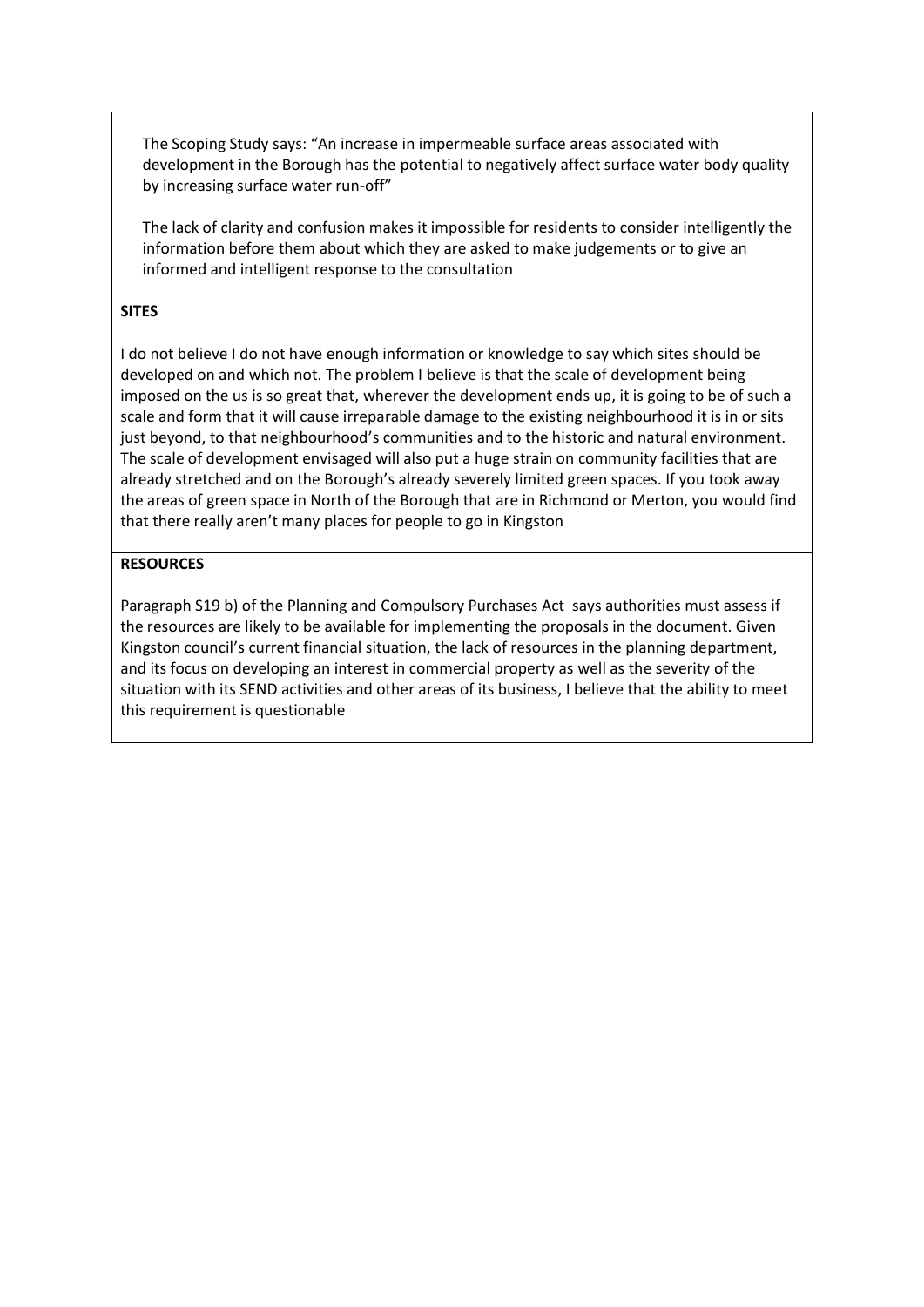The Scoping Study says: "An increase in impermeable surface areas associated with development in the Borough has the potential to negatively affect surface water body quality by increasing surface water run-off"

The lack of clarity and confusion makes it impossible for residents to consider intelligently the information before them about which they are asked to make judgements or to give an informed and intelligent response to the consultation

**SITES**

I do not believe I do not have enough information or knowledge to say which sites should be developed on and which not. The problem I believe is that the scale of development being imposed on the us is so great that, wherever the development ends up, it is going to be of such a scale and form that it will cause irreparable damage to the existing neighbourhood it is in or sits just beyond, to that neighbourhood's communities and to the historic and natural environment. The scale of development envisaged will also put a huge strain on community facilities that are already stretched and on the Borough's already severely limited green spaces. If you took away the areas of green space in North of the Borough that are in Richmond or Merton, you would find that there really aren't many places for people to go in Kingston

**RESOURCES**

Paragraph S19 b) of the Planning and Compulsory Purchases Act says authorities must assess if the resources are likely to be available for implementing the proposals in the document. Given Kingston council's current financial situation, the lack of resources in the planning department, and its focus on developing an interest in commercial property as well as the severity of the situation with its SEND activities and other areas of its business, I believe that the ability to meet this requirement is questionable